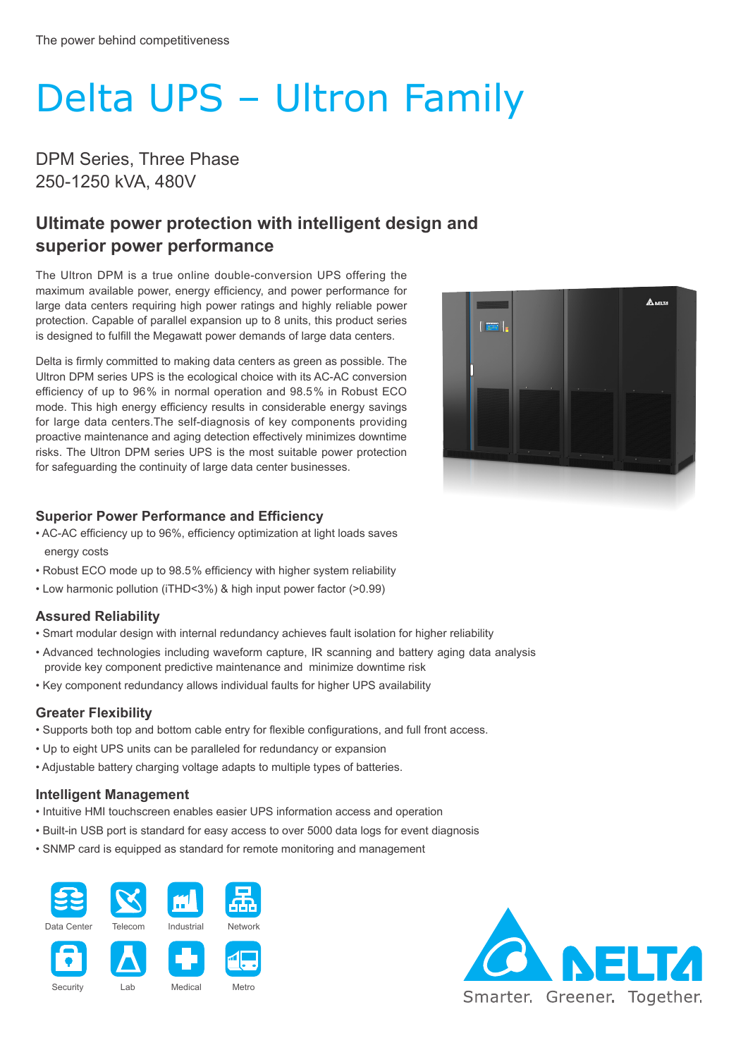The power behind competitiveness

# Delta UPS – Ultron Family

DPM Series, Three Phase
250-1250 kVA, 480V

## Ultimate power protection with intelligent design and superior power performance

The Ultron DPM is a true online double-conversion UPS offering the maximum available power, energy efficiency, and power performance for large data centers requiring high power ratings and highly reliable power protection. Capable of parallel expansion up to 8 units, this product series is designed to fulfill the Megawatt power demands of large data centers.

Delta is firmly committed to making data centers as green as possible. The Ultron DPM series UPS is the ecological choice with its AC-AC conversion efficiency of up to 96% in normal operation and 98.5% in Robust ECO mode. This high energy efficiency results in considerable energy savings for large data centers.The self-diagnosis of key components providing proactive maintenance and aging detection effectively minimizes downtime risks. The Ultron DPM series UPS is the most suitable power protection for safeguarding the continuity of large data center businesses.

### Superior Power Performance and Efficiency

- AC-AC efficiency up to 96%, efficiency optimization at light loads saves energy costs
- Robust ECO mode up to 98.5% efficiency with higher system reliability
- Low harmonic pollution (iTHD<3%) & high input power factor (>0.99)

### Assured Reliability

- Smart modular design with internal redundancy achieves fault isolation for higher reliability
- Advanced technologies including waveform capture, IR scanning and battery aging data analysis provide key component predictive maintenance and minimize downtime risk
- Key component redundancy allows individual faults for higher UPS availability

### Greater Flexibility

- Supports both top and bottom cable entry for flexible configurations, and full front access.
- Up to eight UPS units can be paralleled for redundancy or expansion
- Adjustable battery charging voltage adapts to multiple types of batteries.

### Intelligent Management

- Intuitive HMI touchscreen enables easier UPS information access and operation
- Built-in USB port is standard for easy access to over 5000 data logs for event diagnosis
- SNMP card is equipped as standard for remote monitoring and management

Data Center · Telecom · Industrial · Network · Security · Lab · Medical · Metro

DELTA
Smarter. Greener. Together.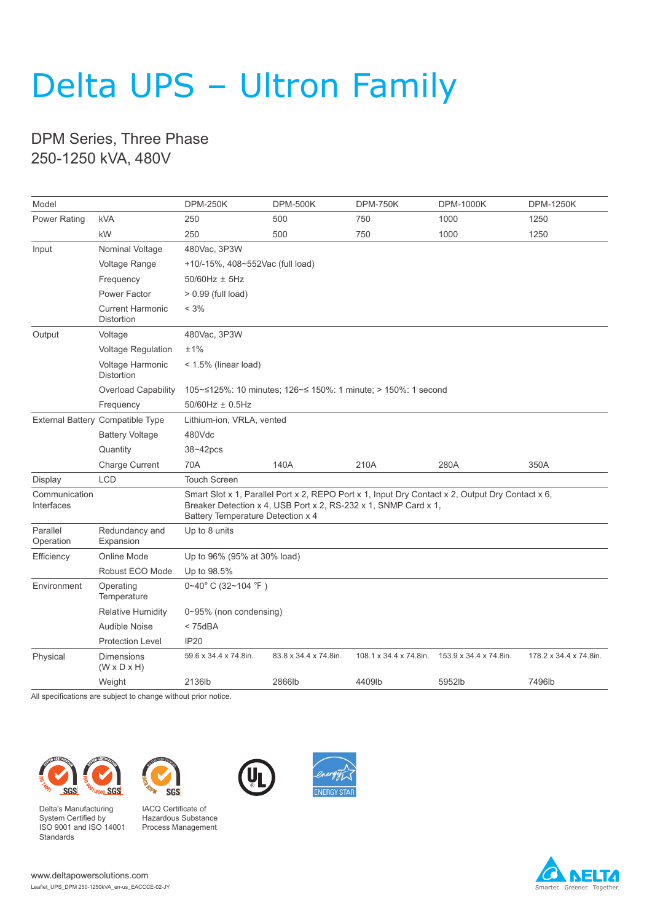# Delta UPS – Ultron Family

## DPM Series, Three Phase
## 250-1250 kVA, 480V

| Model | | DPM-250K | DPM-500K | DPM-750K | DPM-1000K | DPM-1250K |
|---|---|---|---|---|---|---|
| Power Rating | kVA | 250 | 500 | 750 | 1000 | 1250 |
| | kW | 250 | 500 | 750 | 1000 | 1250 |
| Input | Nominal Voltage | 480Vac, 3P3W | | | | |
| | Voltage Range | +10/-15%, 408~552Vac (full load) | | | | |
| | Frequency | 50/60Hz ± 5Hz | | | | |
| | Power Factor | > 0.99 (full load) | | | | |
| | Current Harmonic Distortion | < 3% | | | | |
| Output | Voltage | 480Vac, 3P3W | | | | |
| | Voltage Regulation | ±1% | | | | |
| | Voltage Harmonic Distortion | < 1.5% (linear load) | | | | |
| | Overload Capability | 105~≤125%: 10 minutes; 126~≤ 150%: 1 minute; > 150%: 1 second | | | | |
| | Frequency | 50/60Hz ± 0.5Hz | | | | |
| External Battery | Compatible Type | Lithium-ion, VRLA, vented | | | | |
| | Battery Voltage | 480Vdc | | | | |
| | Quantity | 38~42pcs | | | | |
| | Charge Current | 70A | 140A | 210A | 280A | 350A |
| Display | LCD | Touch Screen | | | | |
| Communication Interfaces | | Smart Slot x 1, Parallel Port x 2, REPO Port x 1, Input Dry Contact x 2, Output Dry Contact x 6, Breaker Detection x 4, USB Port x 2, RS-232 x 1, SNMP Card x 1, Battery Temperature Detection x 4 | | | | |
| Parallel Operation | Redundancy and Expansion | Up to 8 units | | | | |
| Efficiency | Online Mode | Up to 96% (95% at 30% load) | | | | |
| | Robust ECO Mode | Up to 98.5% | | | | |
| Environment | Operating Temperature | 0~40° C (32~104 °F ) | | | | |
| | Relative Humidity | 0~95% (non condensing) | | | | |
| | Audible Noise | < 75dBA | | | | |
| | Protection Level | IP20 | | | | |
| Physical | Dimensions (W x D x H) | 59.6 x 34.4 x 74.8in. | 83.8 x 34.4 x 74.8in. | 108.1 x 34.4 x 74.8in. | 153.9 x 34.4 x 74.8in. | 178.2 x 34.4 x 74.8in. |
| | Weight | 2136lb | 2866lb | 4409lb | 5952lb | 7496lb |

All specifications are subject to change without notice.

Delta's Manufacturing System Certified by ISO 9001 and ISO 14001 Standards

IACQ Certificate of Hazardous Substance Process Management

www.deltapowersolutions.com

Leaflet_UPS_DPM 250-1250kVA_en-us_EACCCE-02-JY

Smarter. Greener. Together.